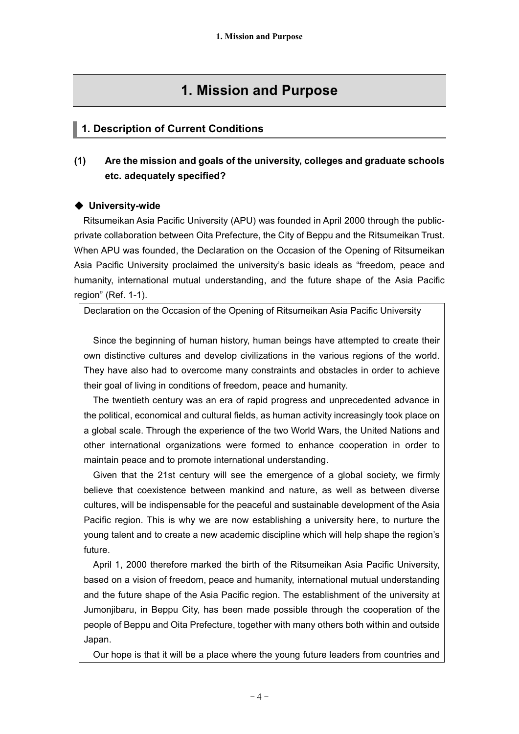# 1. Mission and Purpose

## 1. Description of Current Conditions

### (1) Are the mission and goals of the university, colleges and graduate schools etc. adequately specified?

#### ◆ University-wide

Ritsumeikan Asia Pacific University (APU) was founded in April 2000 through the public-private collaboration between Oita Prefecture, the City of Beppu and the Ritsumeikan Trust. When APU was founded, the Declaration on the Occasion of the Opening of Ritsumeikan Asia Pacific University proclaimed the university's basic ideals as "freedom, peace and humanity, international mutual understanding, and the future shape of the Asia Pacific region" (Ref. 1-1).

> Declaration on the Occasion of the Opening of Ritsumeikan Asia Pacific University
>
> Since the beginning of human history, human beings have attempted to create their own distinctive cultures and develop civilizations in the various regions of the world. They have also had to overcome many constraints and obstacles in order to achieve their goal of living in conditions of freedom, peace and humanity.
>
> The twentieth century was an era of rapid progress and unprecedented advance in the political, economical and cultural fields, as human activity increasingly took place on a global scale. Through the experience of the two World Wars, the United Nations and other international organizations were formed to enhance cooperation in order to maintain peace and to promote international understanding.
>
> Given that the 21st century will see the emergence of a global society, we firmly believe that coexistence between mankind and nature, as well as between diverse cultures, will be indispensable for the peaceful and sustainable development of the Asia Pacific region. This is why we are now establishing a university here, to nurture the young talent and to create a new academic discipline which will help shape the region's future.
>
> April 1, 2000 therefore marked the birth of the Ritsumeikan Asia Pacific University, based on a vision of freedom, peace and humanity, international mutual understanding and the future shape of the Asia Pacific region. The establishment of the university at Jumonjibaru, in Beppu City, has been made possible through the cooperation of the people of Beppu and Oita Prefecture, together with many others both within and outside Japan.
>
> Our hope is that it will be a place where the young future leaders from countries and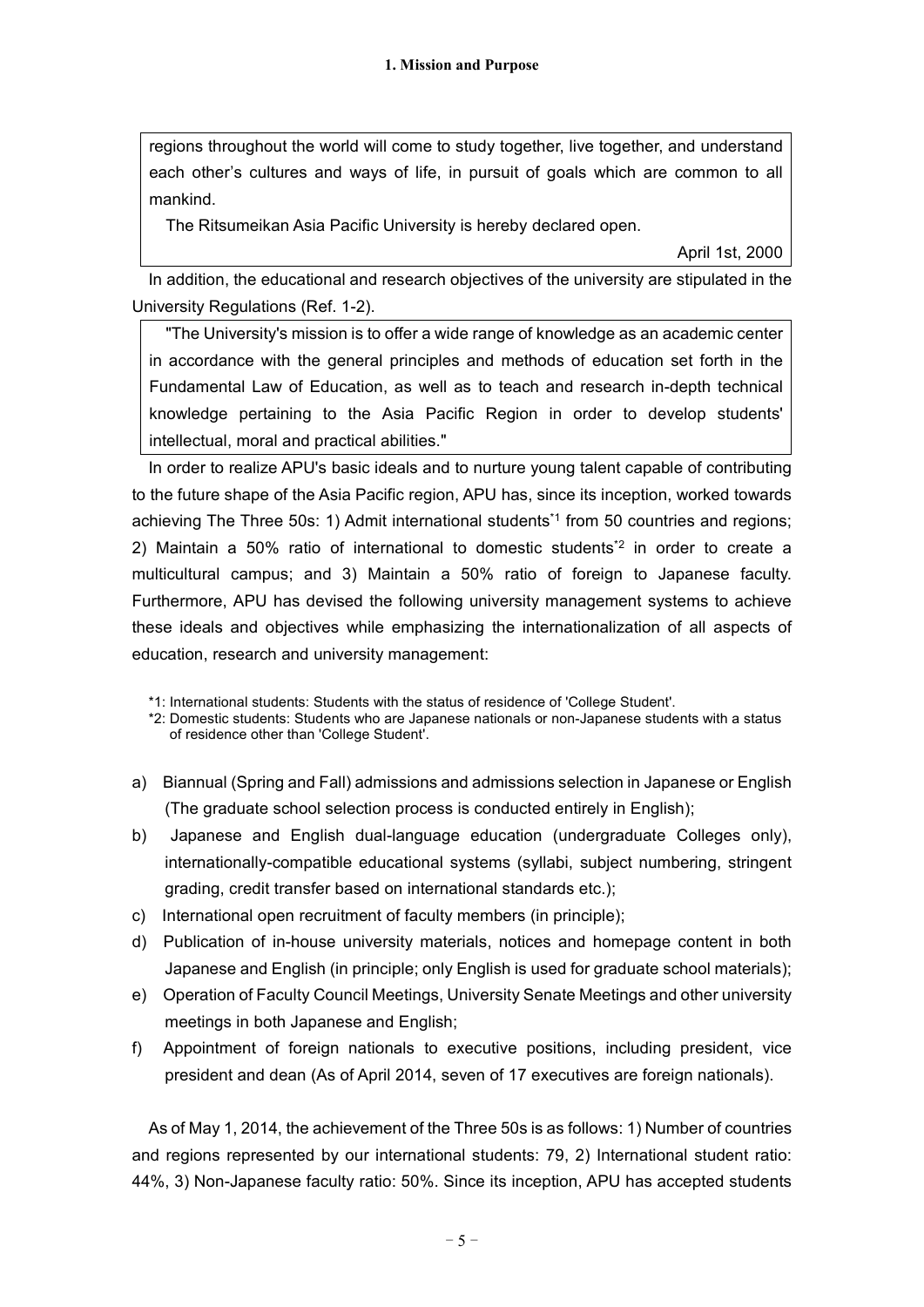regions throughout the world will come to study together, live together, and understand each other's cultures and ways of life, in pursuit of goals which are common to all mankind.

The Ritsumeikan Asia Pacific University is hereby declared open.

April 1st, 2000

In addition, the educational and research objectives of the university are stipulated in the University Regulations (Ref. 1-2).

> "The University's mission is to offer a wide range of knowledge as an academic center in accordance with the general principles and methods of education set forth in the Fundamental Law of Education, as well as to teach and research in-depth technical knowledge pertaining to the Asia Pacific Region in order to develop students' intellectual, moral and practical abilities."

In order to realize APU's basic ideals and to nurture young talent capable of contributing to the future shape of the Asia Pacific region, APU has, since its inception, worked towards achieving The Three 50s: 1) Admit international students[*1] from 50 countries and regions; 2) Maintain a 50% ratio of international to domestic students[*2] in order to create a multicultural campus; and 3) Maintain a 50% ratio of foreign to Japanese faculty. Furthermore, APU has devised the following university management systems to achieve these ideals and objectives while emphasizing the internationalization of all aspects of education, research and university management:

*1: International students: Students with the status of residence of 'College Student'.
*2: Domestic students: Students who are Japanese nationals or non-Japanese students with a status of residence other than 'College Student'.

a) Biannual (Spring and Fall) admissions and admissions selection in Japanese or English (The graduate school selection process is conducted entirely in English);
b) Japanese and English dual-language education (undergraduate Colleges only), internationally-compatible educational systems (syllabi, subject numbering, stringent grading, credit transfer based on international standards etc.);
c) International open recruitment of faculty members (in principle);
d) Publication of in-house university materials, notices and homepage content in both Japanese and English (in principle; only English is used for graduate school materials);
e) Operation of Faculty Council Meetings, University Senate Meetings and other university meetings in both Japanese and English;
f) Appointment of foreign nationals to executive positions, including president, vice president and dean (As of April 2014, seven of 17 executives are foreign nationals).

As of May 1, 2014, the achievement of the Three 50s is as follows: 1) Number of countries and regions represented by our international students: 79, 2) International student ratio: 44%, 3) Non-Japanese faculty ratio: 50%. Since its inception, APU has accepted students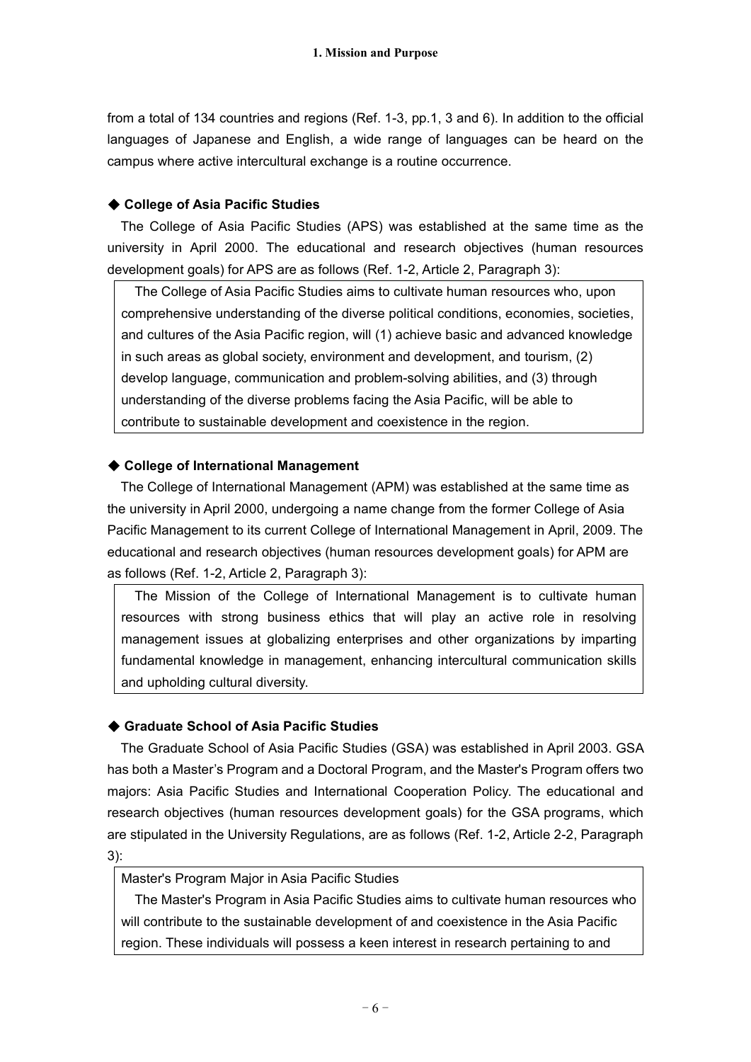from a total of 134 countries and regions (Ref. 1-3, pp.1, 3 and 6). In addition to the official languages of Japanese and English, a wide range of languages can be heard on the campus where active intercultural exchange is a routine occurrence.

### ◆ College of Asia Pacific Studies

The College of Asia Pacific Studies (APS) was established at the same time as the university in April 2000. The educational and research objectives (human resources development goals) for APS are as follows (Ref. 1-2, Article 2, Paragraph 3):

> The College of Asia Pacific Studies aims to cultivate human resources who, upon comprehensive understanding of the diverse political conditions, economies, societies, and cultures of the Asia Pacific region, will (1) achieve basic and advanced knowledge in such areas as global society, environment and development, and tourism, (2) develop language, communication and problem-solving abilities, and (3) through understanding of the diverse problems facing the Asia Pacific, will be able to contribute to sustainable development and coexistence in the region.

### ◆ College of International Management

The College of International Management (APM) was established at the same time as the university in April 2000, undergoing a name change from the former College of Asia Pacific Management to its current College of International Management in April, 2009. The educational and research objectives (human resources development goals) for APM are as follows (Ref. 1-2, Article 2, Paragraph 3):

> The Mission of the College of International Management is to cultivate human resources with strong business ethics that will play an active role in resolving management issues at globalizing enterprises and other organizations by imparting fundamental knowledge in management, enhancing intercultural communication skills and upholding cultural diversity.

### ◆ Graduate School of Asia Pacific Studies

The Graduate School of Asia Pacific Studies (GSA) was established in April 2003. GSA has both a Master's Program and a Doctoral Program, and the Master's Program offers two majors: Asia Pacific Studies and International Cooperation Policy. The educational and research objectives (human resources development goals) for the GSA programs, which are stipulated in the University Regulations, are as follows (Ref. 1-2, Article 2-2, Paragraph 3):

> Master's Program Major in Asia Pacific Studies
>
> The Master's Program in Asia Pacific Studies aims to cultivate human resources who will contribute to the sustainable development of and coexistence in the Asia Pacific region. These individuals will possess a keen interest in research pertaining to and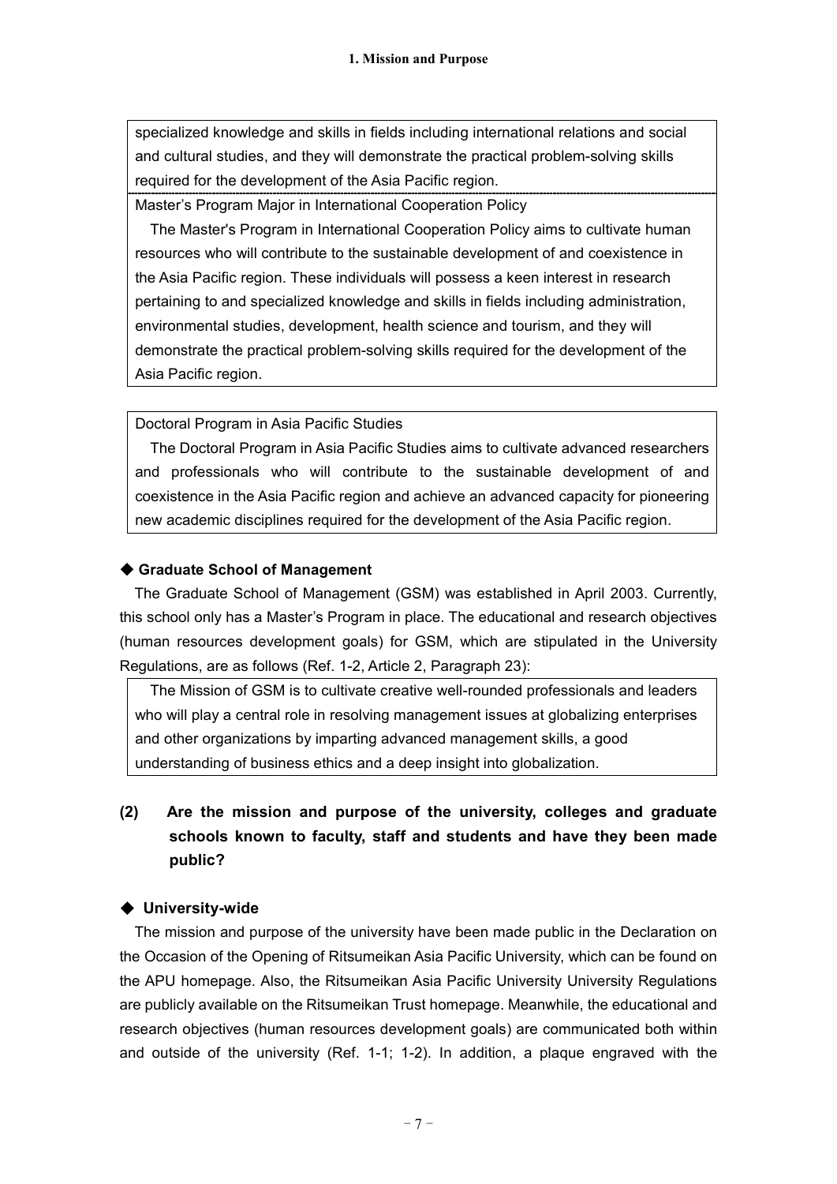specialized knowledge and skills in fields including international relations and social and cultural studies, and they will demonstrate the practical problem-solving skills required for the development of the Asia Pacific region.

Master's Program Major in International Cooperation Policy

The Master's Program in International Cooperation Policy aims to cultivate human resources who will contribute to the sustainable development of and coexistence in the Asia Pacific region. These individuals will possess a keen interest in research pertaining to and specialized knowledge and skills in fields including administration, environmental studies, development, health science and tourism, and they will demonstrate the practical problem-solving skills required for the development of the Asia Pacific region.

Doctoral Program in Asia Pacific Studies

The Doctoral Program in Asia Pacific Studies aims to cultivate advanced researchers and professionals who will contribute to the sustainable development of and coexistence in the Asia Pacific region and achieve an advanced capacity for pioneering new academic disciplines required for the development of the Asia Pacific region.

### ◆ Graduate School of Management

The Graduate School of Management (GSM) was established in April 2003. Currently, this school only has a Master's Program in place. The educational and research objectives (human resources development goals) for GSM, which are stipulated in the University Regulations, are as follows (Ref. 1-2, Article 2, Paragraph 23):

The Mission of GSM is to cultivate creative well-rounded professionals and leaders who will play a central role in resolving management issues at globalizing enterprises and other organizations by imparting advanced management skills, a good understanding of business ethics and a deep insight into globalization.

## (2) Are the mission and purpose of the university, colleges and graduate schools known to faculty, staff and students and have they been made public?

### ◆ University-wide

The mission and purpose of the university have been made public in the Declaration on the Occasion of the Opening of Ritsumeikan Asia Pacific University, which can be found on the APU homepage. Also, the Ritsumeikan Asia Pacific University University Regulations are publicly available on the Ritsumeikan Trust homepage. Meanwhile, the educational and research objectives (human resources development goals) are communicated both within and outside of the university (Ref. 1-1; 1-2). In addition, a plaque engraved with the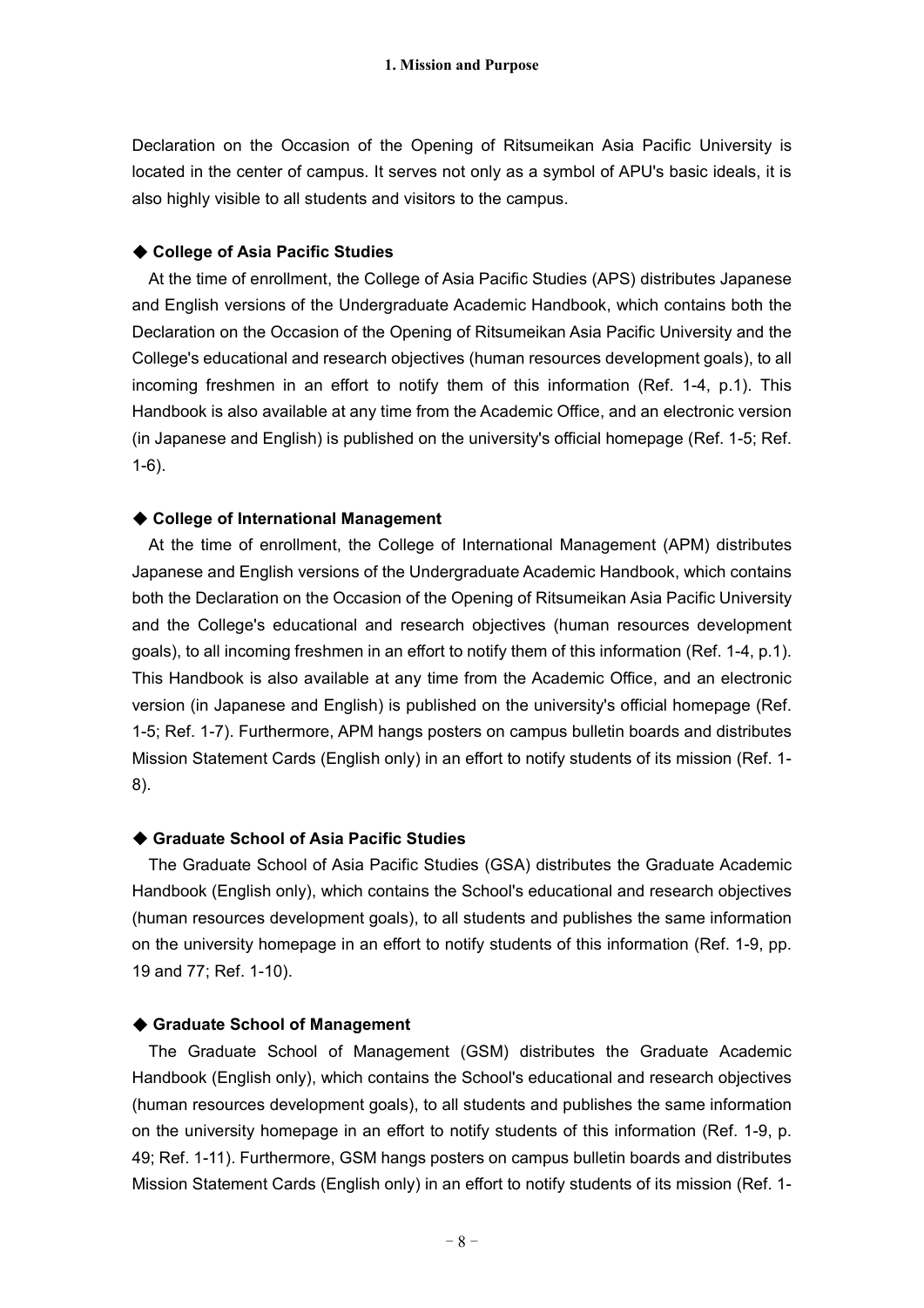Declaration on the Occasion of the Opening of Ritsumeikan Asia Pacific University is located in the center of campus. It serves not only as a symbol of APU's basic ideals, it is also highly visible to all students and visitors to the campus.

### ◆ College of Asia Pacific Studies

At the time of enrollment, the College of Asia Pacific Studies (APS) distributes Japanese and English versions of the Undergraduate Academic Handbook, which contains both the Declaration on the Occasion of the Opening of Ritsumeikan Asia Pacific University and the College's educational and research objectives (human resources development goals), to all incoming freshmen in an effort to notify them of this information (Ref. 1-4, p.1). This Handbook is also available at any time from the Academic Office, and an electronic version (in Japanese and English) is published on the university's official homepage (Ref. 1-5; Ref. 1-6).

### ◆ College of International Management

At the time of enrollment, the College of International Management (APM) distributes Japanese and English versions of the Undergraduate Academic Handbook, which contains both the Declaration on the Occasion of the Opening of Ritsumeikan Asia Pacific University and the College's educational and research objectives (human resources development goals), to all incoming freshmen in an effort to notify them of this information (Ref. 1-4, p.1). This Handbook is also available at any time from the Academic Office, and an electronic version (in Japanese and English) is published on the university's official homepage (Ref. 1-5; Ref. 1-7). Furthermore, APM hangs posters on campus bulletin boards and distributes Mission Statement Cards (English only) in an effort to notify students of its mission (Ref. 1-8).

### ◆ Graduate School of Asia Pacific Studies

The Graduate School of Asia Pacific Studies (GSA) distributes the Graduate Academic Handbook (English only), which contains the School's educational and research objectives (human resources development goals), to all students and publishes the same information on the university homepage in an effort to notify students of this information (Ref. 1-9, pp. 19 and 77; Ref. 1-10).

### ◆ Graduate School of Management

The Graduate School of Management (GSM) distributes the Graduate Academic Handbook (English only), which contains the School's educational and research objectives (human resources development goals), to all students and publishes the same information on the university homepage in an effort to notify students of this information (Ref. 1-9, p. 49; Ref. 1-11). Furthermore, GSM hangs posters on campus bulletin boards and distributes Mission Statement Cards (English only) in an effort to notify students of its mission (Ref. 1-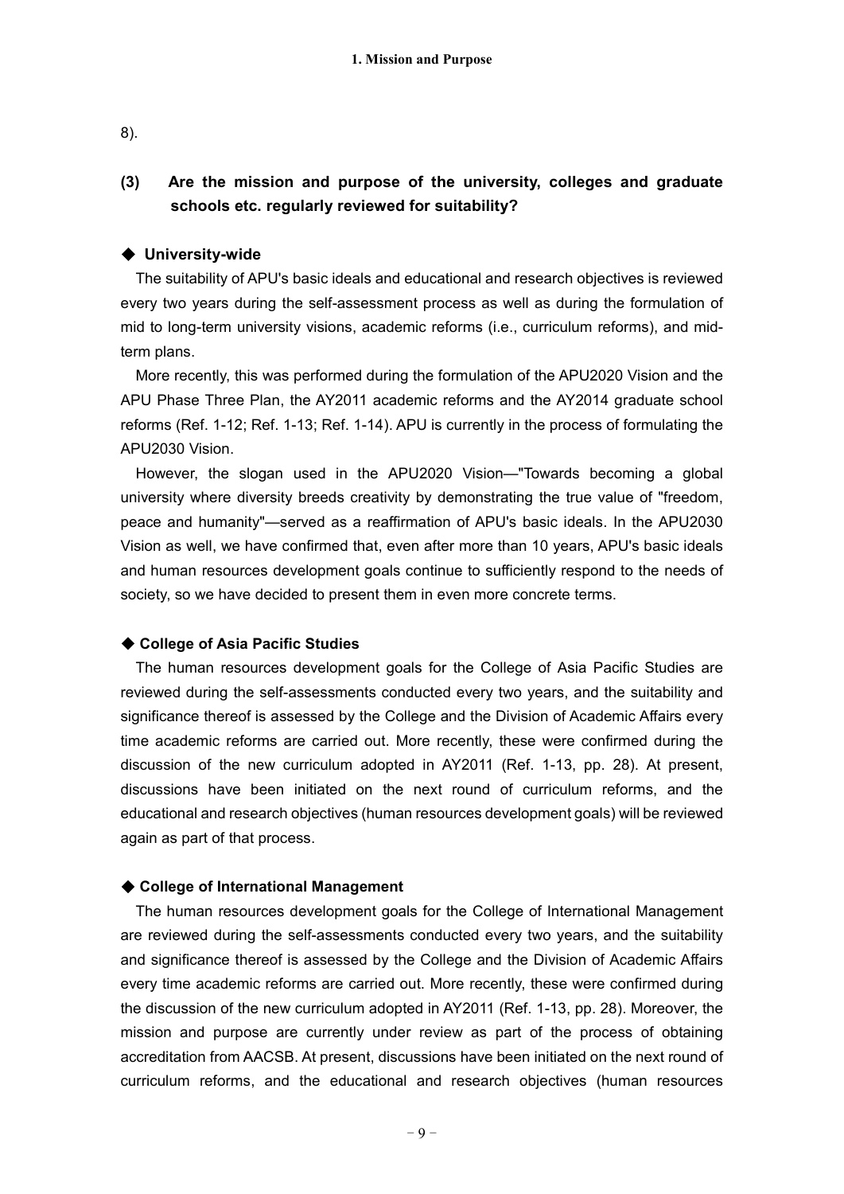8).

### (3) Are the mission and purpose of the university, colleges and graduate schools etc. regularly reviewed for suitability?

#### ◆ University-wide

The suitability of APU's basic ideals and educational and research objectives is reviewed every two years during the self-assessment process as well as during the formulation of mid to long-term university visions, academic reforms (i.e., curriculum reforms), and mid-term plans.

More recently, this was performed during the formulation of the APU2020 Vision and the APU Phase Three Plan, the AY2011 academic reforms and the AY2014 graduate school reforms (Ref. 1-12; Ref. 1-13; Ref. 1-14). APU is currently in the process of formulating the APU2030 Vision.

However, the slogan used in the APU2020 Vision—"Towards becoming a global university where diversity breeds creativity by demonstrating the true value of "freedom, peace and humanity"—served as a reaffirmation of APU's basic ideals. In the APU2030 Vision as well, we have confirmed that, even after more than 10 years, APU's basic ideals and human resources development goals continue to sufficiently respond to the needs of society, so we have decided to present them in even more concrete terms.

#### ◆ College of Asia Pacific Studies

The human resources development goals for the College of Asia Pacific Studies are reviewed during the self-assessments conducted every two years, and the suitability and significance thereof is assessed by the College and the Division of Academic Affairs every time academic reforms are carried out. More recently, these were confirmed during the discussion of the new curriculum adopted in AY2011 (Ref. 1-13, pp. 28). At present, discussions have been initiated on the next round of curriculum reforms, and the educational and research objectives (human resources development goals) will be reviewed again as part of that process.

#### ◆ College of International Management

The human resources development goals for the College of International Management are reviewed during the self-assessments conducted every two years, and the suitability and significance thereof is assessed by the College and the Division of Academic Affairs every time academic reforms are carried out. More recently, these were confirmed during the discussion of the new curriculum adopted in AY2011 (Ref. 1-13, pp. 28). Moreover, the mission and purpose are currently under review as part of the process of obtaining accreditation from AACSB. At present, discussions have been initiated on the next round of curriculum reforms, and the educational and research objectives (human resources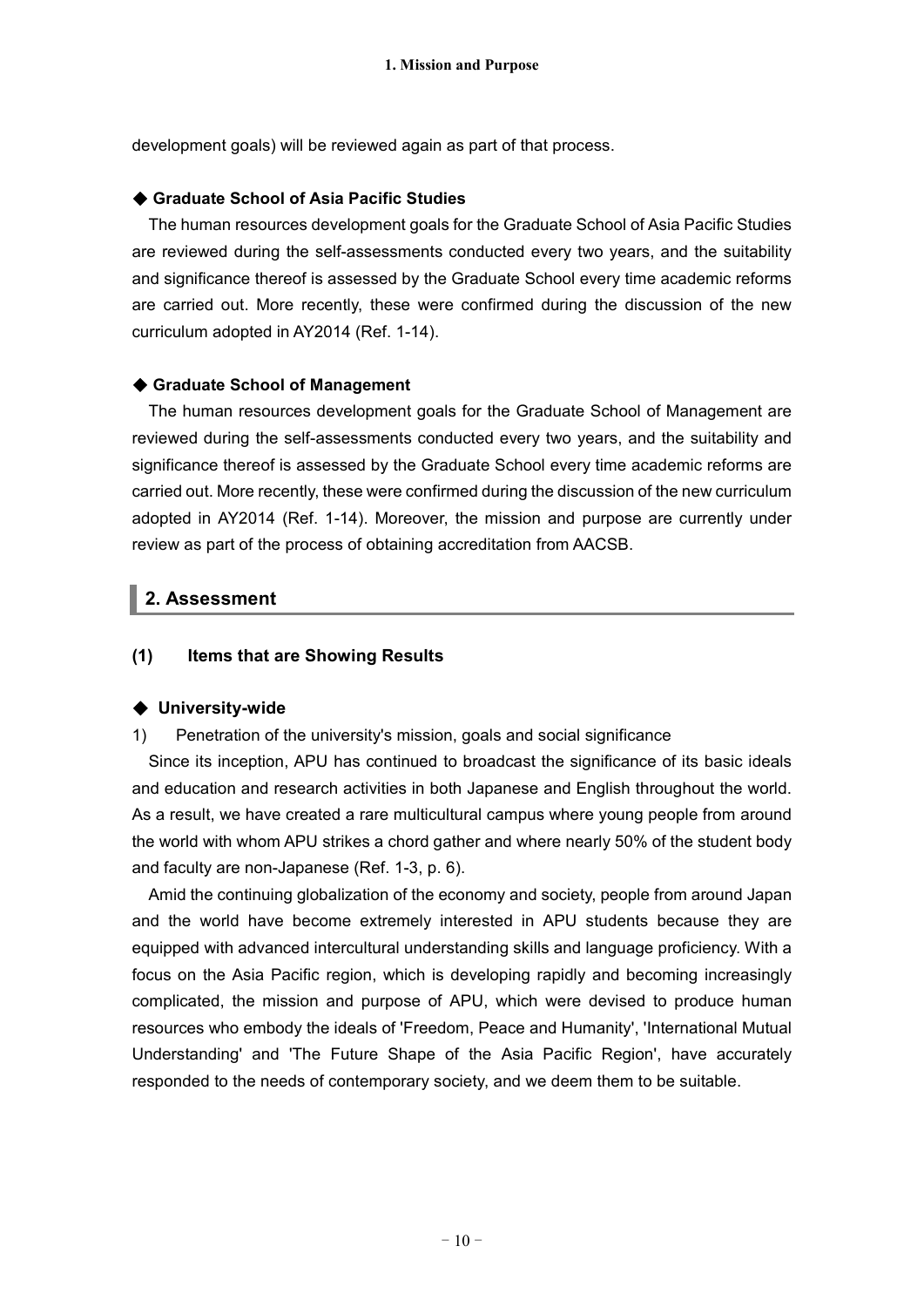development goals) will be reviewed again as part of that process.

### ◆ Graduate School of Asia Pacific Studies

The human resources development goals for the Graduate School of Asia Pacific Studies are reviewed during the self-assessments conducted every two years, and the suitability and significance thereof is assessed by the Graduate School every time academic reforms are carried out. More recently, these were confirmed during the discussion of the new curriculum adopted in AY2014 (Ref. 1-14).

### ◆ Graduate School of Management

The human resources development goals for the Graduate School of Management are reviewed during the self-assessments conducted every two years, and the suitability and significance thereof is assessed by the Graduate School every time academic reforms are carried out. More recently, these were confirmed during the discussion of the new curriculum adopted in AY2014 (Ref. 1-14). Moreover, the mission and purpose are currently under review as part of the process of obtaining accreditation from AACSB.

## 2. Assessment

### (1) Items that are Showing Results

### ◆ University-wide

1) Penetration of the university's mission, goals and social significance

Since its inception, APU has continued to broadcast the significance of its basic ideals and education and research activities in both Japanese and English throughout the world. As a result, we have created a rare multicultural campus where young people from around the world with whom APU strikes a chord gather and where nearly 50% of the student body and faculty are non-Japanese (Ref. 1-3, p. 6).

Amid the continuing globalization of the economy and society, people from around Japan and the world have become extremely interested in APU students because they are equipped with advanced intercultural understanding skills and language proficiency. With a focus on the Asia Pacific region, which is developing rapidly and becoming increasingly complicated, the mission and purpose of APU, which were devised to produce human resources who embody the ideals of 'Freedom, Peace and Humanity', 'International Mutual Understanding' and 'The Future Shape of the Asia Pacific Region', have accurately responded to the needs of contemporary society, and we deem them to be suitable.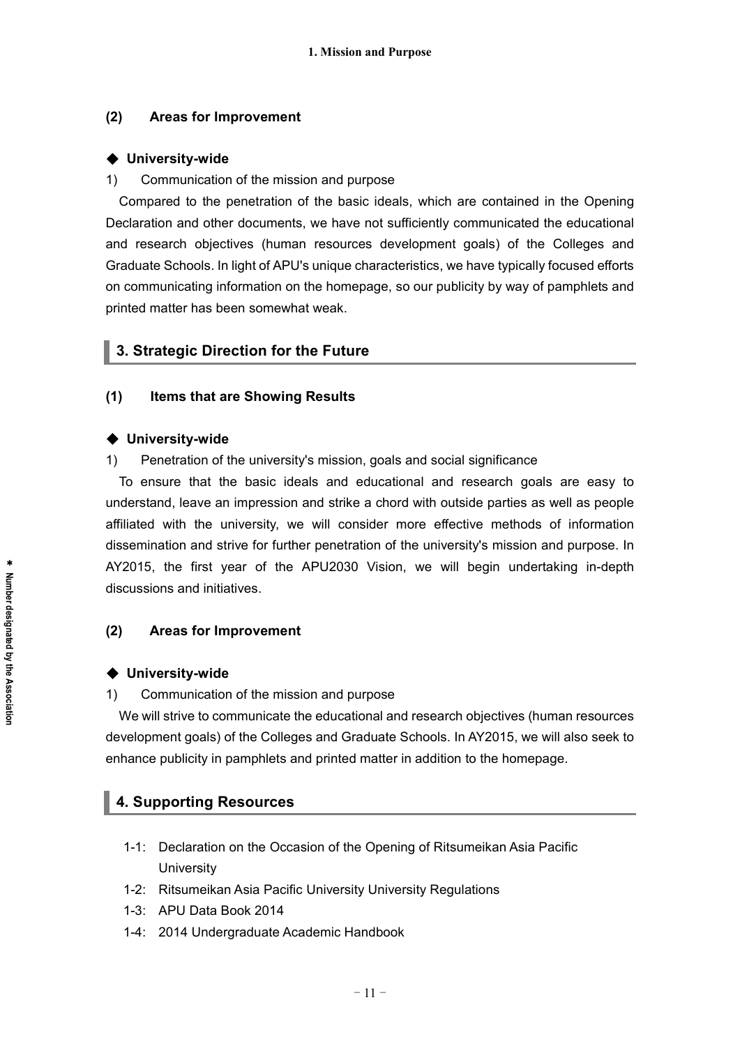### (2) Areas for Improvement

#### ◆ University-wide

1) Communication of the mission and purpose

Compared to the penetration of the basic ideals, which are contained in the Opening Declaration and other documents, we have not sufficiently communicated the educational and research objectives (human resources development goals) of the Colleges and Graduate Schools. In light of APU's unique characteristics, we have typically focused efforts on communicating information on the homepage, so our publicity by way of pamphlets and printed matter has been somewhat weak.

## 3. Strategic Direction for the Future

### (1) Items that are Showing Results

#### ◆ University-wide

1) Penetration of the university's mission, goals and social significance

To ensure that the basic ideals and educational and research goals are easy to understand, leave an impression and strike a chord with outside parties as well as people affiliated with the university, we will consider more effective methods of information dissemination and strive for further penetration of the university's mission and purpose. In AY2015, the first year of the APU2030 Vision, we will begin undertaking in-depth discussions and initiatives.

### (2) Areas for Improvement

#### ◆ University-wide

1) Communication of the mission and purpose

We will strive to communicate the educational and research objectives (human resources development goals) of the Colleges and Graduate Schools. In AY2015, we will also seek to enhance publicity in pamphlets and printed matter in addition to the homepage.

## 4. Supporting Resources

- 1-1: Declaration on the Occasion of the Opening of Ritsumeikan Asia Pacific University
- 1-2: Ritsumeikan Asia Pacific University University Regulations
- 1-3: APU Data Book 2014
- 1-4: 2014 Undergraduate Academic Handbook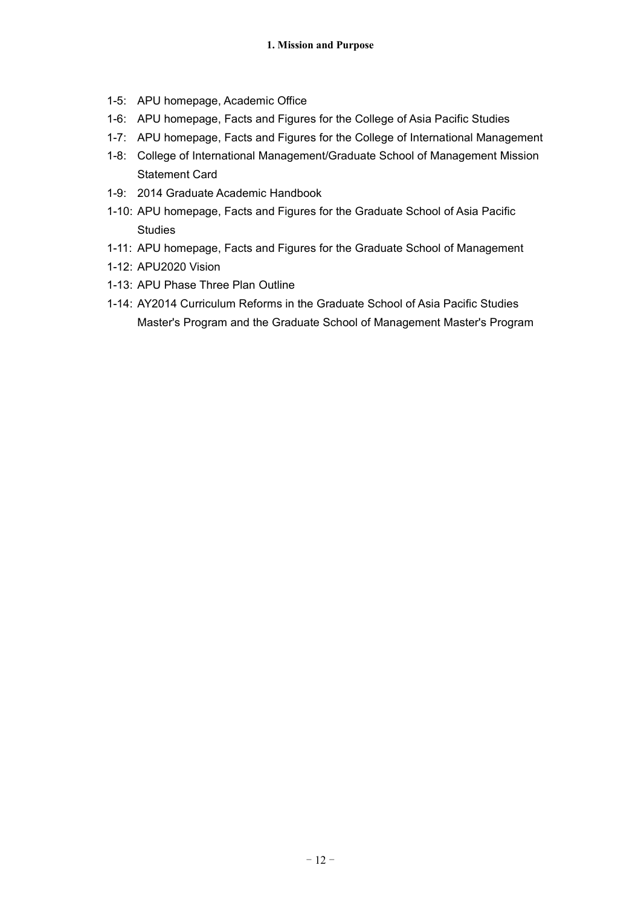- 1-5: APU homepage, Academic Office
- 1-6: APU homepage, Facts and Figures for the College of Asia Pacific Studies
- 1-7: APU homepage, Facts and Figures for the College of International Management
- 1-8: College of International Management/Graduate School of Management Mission Statement Card
- 1-9: 2014 Graduate Academic Handbook
- 1-10: APU homepage, Facts and Figures for the Graduate School of Asia Pacific Studies
- 1-11: APU homepage, Facts and Figures for the Graduate School of Management
- 1-12: APU2020 Vision
- 1-13: APU Phase Three Plan Outline
- 1-14: AY2014 Curriculum Reforms in the Graduate School of Asia Pacific Studies Master's Program and the Graduate School of Management Master's Program